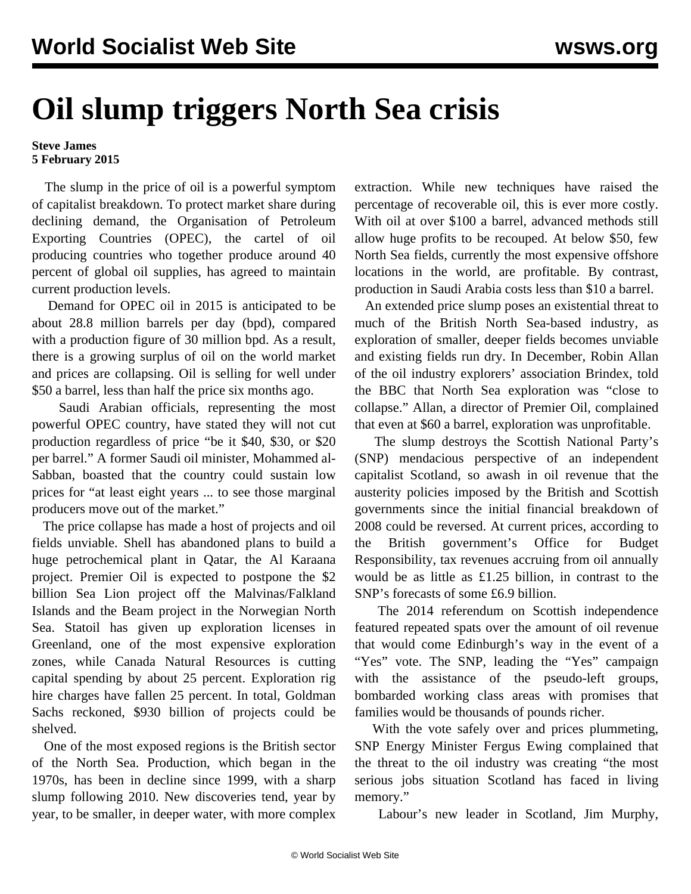# Oil slump triggers North Sea crisis

**Steve James**
**5 February 2015**

The slump in the price of oil is a powerful symptom of capitalist breakdown. To protect market share during declining demand, the Organisation of Petroleum Exporting Countries (OPEC), the cartel of oil producing countries who together produce around 40 percent of global oil supplies, has agreed to maintain current production levels.

Demand for OPEC oil in 2015 is anticipated to be about 28.8 million barrels per day (bpd), compared with a production figure of 30 million bpd. As a result, there is a growing surplus of oil on the world market and prices are collapsing. Oil is selling for well under $50 a barrel, less than half the price six months ago.

Saudi Arabian officials, representing the most powerful OPEC country, have stated they will not cut production regardless of price "be it $40, $30, or $20 per barrel." A former Saudi oil minister, Mohammed al-Sabban, boasted that the country could sustain low prices for "at least eight years ... to see those marginal producers move out of the market."

The price collapse has made a host of projects and oil fields unviable. Shell has abandoned plans to build a huge petrochemical plant in Qatar, the Al Karaana project. Premier Oil is expected to postpone the $2 billion Sea Lion project off the Malvinas/Falkland Islands and the Beam project in the Norwegian North Sea. Statoil has given up exploration licenses in Greenland, one of the most expensive exploration zones, while Canada Natural Resources is cutting capital spending by about 25 percent. Exploration rig hire charges have fallen 25 percent. In total, Goldman Sachs reckoned, $930 billion of projects could be shelved.

One of the most exposed regions is the British sector of the North Sea. Production, which began in the 1970s, has been in decline since 1999, with a sharp slump following 2010. New discoveries tend, year by year, to be smaller, in deeper water, with more complex extraction. While new techniques have raised the percentage of recoverable oil, this is ever more costly. With oil at over $100 a barrel, advanced methods still allow huge profits to be recouped. At below $50, few North Sea fields, currently the most expensive offshore locations in the world, are profitable. By contrast, production in Saudi Arabia costs less than $10 a barrel.

An extended price slump poses an existential threat to much of the British North Sea-based industry, as exploration of smaller, deeper fields becomes unviable and existing fields run dry. In December, Robin Allan of the oil industry explorers' association Brindex, told the BBC that North Sea exploration was "close to collapse." Allan, a director of Premier Oil, complained that even at $60 a barrel, exploration was unprofitable.

The slump destroys the Scottish National Party's (SNP) mendacious perspective of an independent capitalist Scotland, so awash in oil revenue that the austerity policies imposed by the British and Scottish governments since the initial financial breakdown of 2008 could be reversed. At current prices, according to the British government's Office for Budget Responsibility, tax revenues accruing from oil annually would be as little as £1.25 billion, in contrast to the SNP's forecasts of some £6.9 billion.

The 2014 referendum on Scottish independence featured repeated spats over the amount of oil revenue that would come Edinburgh's way in the event of a "Yes" vote. The SNP, leading the "Yes" campaign with the assistance of the pseudo-left groups, bombarded working class areas with promises that families would be thousands of pounds richer.

With the vote safely over and prices plummeting, SNP Energy Minister Fergus Ewing complained that the threat to the oil industry was creating "the most serious jobs situation Scotland has faced in living memory."

Labour's new leader in Scotland, Jim Murphy,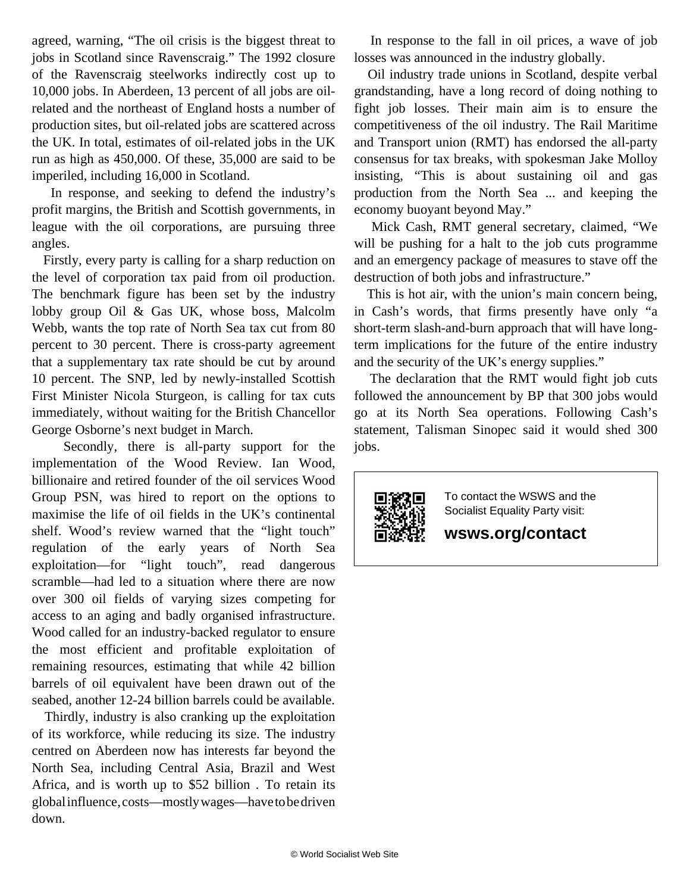agreed, warning, "The oil crisis is the biggest threat to jobs in Scotland since Ravenscraig." The 1992 closure of the Ravenscraig steelworks indirectly cost up to 10,000 jobs. In Aberdeen, 13 percent of all jobs are oil-related and the northeast of England hosts a number of production sites, but oil-related jobs are scattered across the UK. In total, estimates of oil-related jobs in the UK run as high as 450,000. Of these, 35,000 are said to be imperiled, including 16,000 in Scotland.

In response, and seeking to defend the industry's profit margins, the British and Scottish governments, in league with the oil corporations, are pursuing three angles.

Firstly, every party is calling for a sharp reduction on the level of corporation tax paid from oil production. The benchmark figure has been set by the industry lobby group Oil & Gas UK, whose boss, Malcolm Webb, wants the top rate of North Sea tax cut from 80 percent to 30 percent. There is cross-party agreement that a supplementary tax rate should be cut by around 10 percent. The SNP, led by newly-installed Scottish First Minister Nicola Sturgeon, is calling for tax cuts immediately, without waiting for the British Chancellor George Osborne's next budget in March.

Secondly, there is all-party support for the implementation of the Wood Review. Ian Wood, billionaire and retired founder of the oil services Wood Group PSN, was hired to report on the options to maximise the life of oil fields in the UK's continental shelf. Wood's review warned that the "light touch" regulation of the early years of North Sea exploitation—for "light touch", read dangerous scramble—had led to a situation where there are now over 300 oil fields of varying sizes competing for access to an aging and badly organised infrastructure. Wood called for an industry-backed regulator to ensure the most efficient and profitable exploitation of remaining resources, estimating that while 42 billion barrels of oil equivalent have been drawn out of the seabed, another 12-24 billion barrels could be available.

Thirdly, industry is also cranking up the exploitation of its workforce, while reducing its size. The industry centred on Aberdeen now has interests far beyond the North Sea, including Central Asia, Brazil and West Africa, and is worth up to $52 billion . To retain its global influence, costs—mostly wages—have to be driven down.

In response to the fall in oil prices, a wave of job losses was announced in the industry globally.

Oil industry trade unions in Scotland, despite verbal grandstanding, have a long record of doing nothing to fight job losses. Their main aim is to ensure the competitiveness of the oil industry. The Rail Maritime and Transport union (RMT) has endorsed the all-party consensus for tax breaks, with spokesman Jake Molloy insisting, "This is about sustaining oil and gas production from the North Sea ... and keeping the economy buoyant beyond May."

Mick Cash, RMT general secretary, claimed, "We will be pushing for a halt to the job cuts programme and an emergency package of measures to stave off the destruction of both jobs and infrastructure."

This is hot air, with the union's main concern being, in Cash's words, that firms presently have only "a short-term slash-and-burn approach that will have long-term implications for the future of the entire industry and the security of the UK's energy supplies."

The declaration that the RMT would fight job cuts followed the announcement by BP that 300 jobs would go at its North Sea operations. Following Cash's statement, Talisman Sinopec said it would shed 300 jobs.

To contact the WSWS and the Socialist Equality Party visit:

**wsws.org/contact**